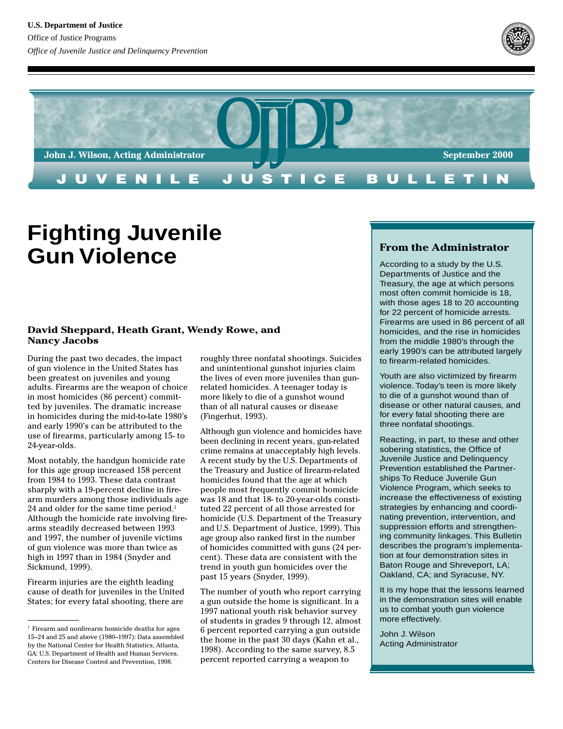U.S. Department of Justice

Office of Justice Programs

*Office of Juvenile Justice and Delinquency Prevention*

**OJJDP**

**John J. Wilson, Acting Administrator** **September 2000**

**JUVENILE JUSTICE BULLETIN**

# Fighting Juvenile Gun Violence

**David Sheppard, Heath Grant, Wendy Rowe, and Nancy Jacobs**

During the past two decades, the impact of gun violence in the United States has been greatest on juveniles and young adults. Firearms are the weapon of choice in most homicides (86 percent) committed by juveniles. The dramatic increase in homicides during the mid-to-late 1980's and early 1990's can be attributed to the use of firearms, particularly among 15- to 24-year-olds.

Most notably, the handgun homicide rate for this age group increased 158 percent from 1984 to 1993. These data contrast sharply with a 19-percent decline in firearm murders among those individuals age 24 and older for the same time period.[1] Although the homicide rate involving firearms steadily decreased between 1993 and 1997, the number of juvenile victims of gun violence was more than twice as high in 1997 than in 1984 (Snyder and Sickmund, 1999).

Firearm injuries are the eighth leading cause of death for juveniles in the United States; for every fatal shooting, there are roughly three nonfatal shootings. Suicides and unintentional gunshot injuries claim the lives of even more juveniles than gun-related homicides. A teenager today is more likely to die of a gunshot wound than of all natural causes or disease (Fingerhut, 1993).

Although gun violence and homicides have been declining in recent years, gun-related crime remains at unacceptably high levels. A recent study by the U.S. Departments of the Treasury and Justice of firearm-related homicides found that the age at which people most frequently commit homicide was 18 and that 18- to 20-year-olds constituted 22 percent of all those arrested for homicide (U.S. Department of the Treasury and U.S. Department of Justice, 1999). This age group also ranked first in the number of homicides committed with guns (24 percent). These data are consistent with the trend in youth gun homicides over the past 15 years (Snyder, 1999).

The number of youth who report carrying a gun outside the home is significant. In a 1997 national youth risk behavior survey of students in grades 9 through 12, almost 6 percent reported carrying a gun outside the home in the past 30 days (Kahn et al., 1998). According to the same survey, 8.5 percent reported carrying a weapon to

[1] Firearm and nonfirearm homicide deaths for ages 15–24 and 25 and above (1980–1997): Data assembled by the National Center for Health Statistics, Atlanta, GA: U.S. Department of Health and Human Services, Centers for Disease Control and Prevention, 1998.

### From the Administrator

According to a study by the U.S. Departments of Justice and the Treasury, the age at which persons most often commit homicide is 18, with those ages 18 to 20 accounting for 22 percent of homicide arrests. Firearms are used in 86 percent of all homicides, and the rise in homicides from the middle 1980's through the early 1990's can be attributed largely to firearm-related homicides.

Youth are also victimized by firearm violence. Today's teen is more likely to die of a gunshot wound than of disease or other natural causes, and for every fatal shooting there are three nonfatal shootings.

Reacting, in part, to these and other sobering statistics, the Office of Juvenile Justice and Delinquency Prevention established the Partnerships To Reduce Juvenile Gun Violence Program, which seeks to increase the effectiveness of existing strategies by enhancing and coordinating prevention, intervention, and suppression efforts and strengthening community linkages. This Bulletin describes the program's implementation at four demonstration sites in Baton Rouge and Shreveport, LA; Oakland, CA; and Syracuse, NY.

It is my hope that the lessons learned in the demonstration sites will enable us to combat youth gun violence more effectively.

John J. Wilson
Acting Administrator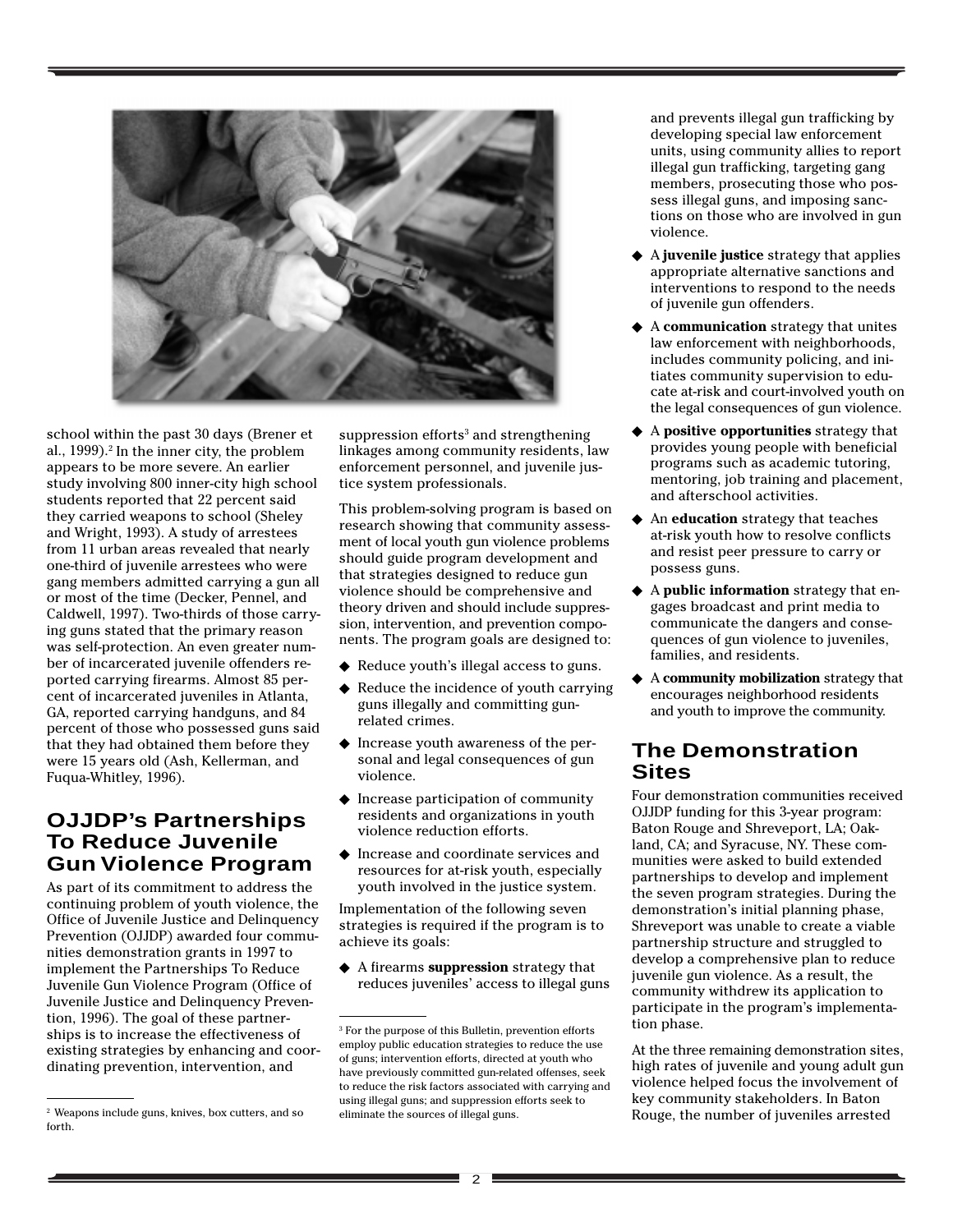school within the past 30 days (Brener et al., 1999).[2] In the inner city, the problem appears to be more severe. An earlier study involving 800 inner-city high school students reported that 22 percent said they carried weapons to school (Sheley and Wright, 1993). A study of arrestees from 11 urban areas revealed that nearly one-third of juvenile arrestees who were gang members admitted carrying a gun all or most of the time (Decker, Pennel, and Caldwell, 1997). Two-thirds of those carrying guns stated that the primary reason was self-protection. An even greater number of incarcerated juvenile offenders reported carrying firearms. Almost 85 percent of incarcerated juveniles in Atlanta, GA, reported carrying handguns, and 84 percent of those who possessed guns said that they had obtained them before they were 15 years old (Ash, Kellerman, and Fuqua-Whitley, 1996).

## OJJDP's Partnerships To Reduce Juvenile Gun Violence Program

As part of its commitment to address the continuing problem of youth violence, the Office of Juvenile Justice and Delinquency Prevention (OJJDP) awarded four communities demonstration grants in 1997 to implement the Partnerships To Reduce Juvenile Gun Violence Program (Office of Juvenile Justice and Delinquency Prevention, 1996). The goal of these partnerships is to increase the effectiveness of existing strategies by enhancing and coordinating prevention, intervention, and suppression efforts[3] and strengthening linkages among community residents, law enforcement personnel, and juvenile justice system professionals.

This problem-solving program is based on research showing that community assessment of local youth gun violence problems should guide program development and that strategies designed to reduce gun violence should be comprehensive and theory driven and should include suppression, intervention, and prevention components. The program goals are designed to:

- Reduce youth's illegal access to guns.
- Reduce the incidence of youth carrying guns illegally and committing gun-related crimes.
- Increase youth awareness of the personal and legal consequences of gun violence.
- Increase participation of community residents and organizations in youth violence reduction efforts.
- Increase and coordinate services and resources for at-risk youth, especially youth involved in the justice system.

Implementation of the following seven strategies is required if the program is to achieve its goals:

- A firearms **suppression** strategy that reduces juveniles' access to illegal guns and prevents illegal gun trafficking by developing special law enforcement units, using community allies to report illegal gun trafficking, targeting gang members, prosecuting those who possess illegal guns, and imposing sanctions on those who are involved in gun violence.
- A **juvenile justice** strategy that applies appropriate alternative sanctions and interventions to respond to the needs of juvenile gun offenders.
- A **communication** strategy that unites law enforcement with neighborhoods, includes community policing, and initiates community supervision to educate at-risk and court-involved youth on the legal consequences of gun violence.
- A **positive opportunities** strategy that provides young people with beneficial programs such as academic tutoring, mentoring, job training and placement, and afterschool activities.
- An **education** strategy that teaches at-risk youth how to resolve conflicts and resist peer pressure to carry or possess guns.
- A **public information** strategy that engages broadcast and print media to communicate the dangers and consequences of gun violence to juveniles, families, and residents.
- A **community mobilization** strategy that encourages neighborhood residents and youth to improve the community.

## The Demonstration Sites

Four demonstration communities received OJJDP funding for this 3-year program: Baton Rouge and Shreveport, LA; Oakland, CA; and Syracuse, NY. These communities were asked to build extended partnerships to develop and implement the seven program strategies. During the demonstration's initial planning phase, Shreveport was unable to create a viable partnership structure and struggled to develop a comprehensive plan to reduce juvenile gun violence. As a result, the community withdrew its application to participate in the program's implementation phase.

At the three remaining demonstration sites, high rates of juvenile and young adult gun violence helped focus the involvement of key community stakeholders. In Baton Rouge, the number of juveniles arrested

[2] Weapons include guns, knives, box cutters, and so forth.

[3] For the purpose of this Bulletin, prevention efforts employ public education strategies to reduce the use of guns; intervention efforts, directed at youth who have previously committed gun-related offenses, seek to reduce the risk factors associated with carrying and using illegal guns; and suppression efforts seek to eliminate the sources of illegal guns.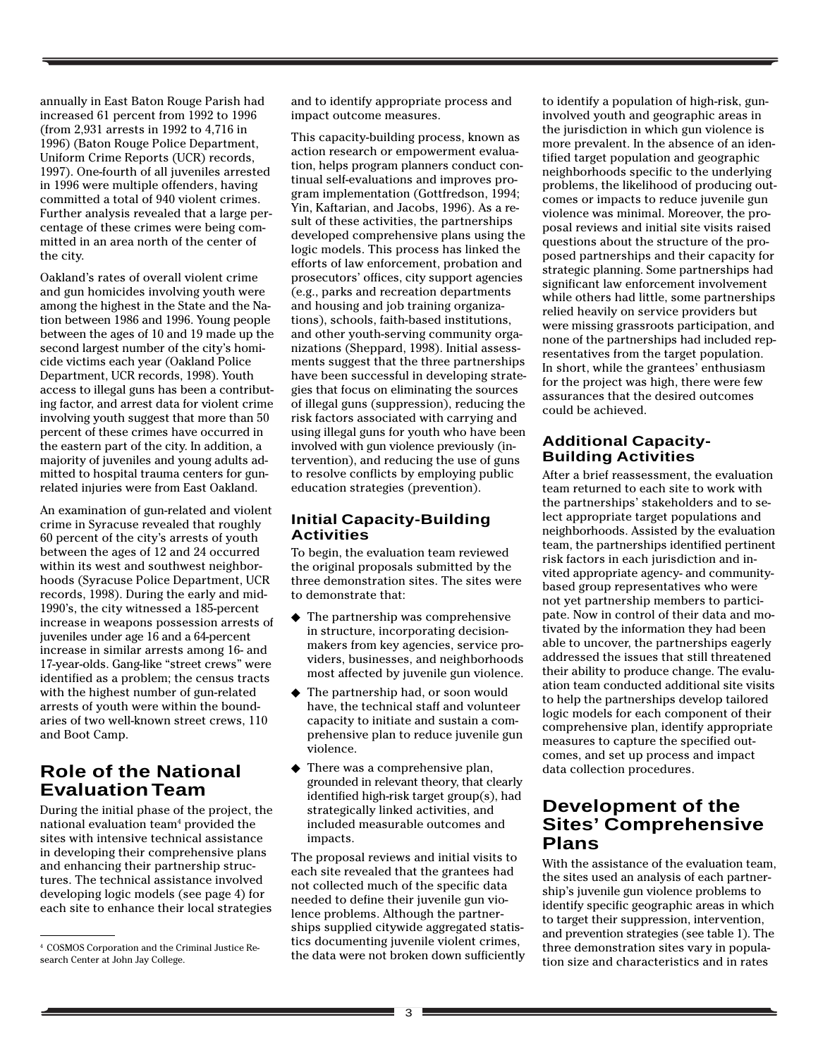annually in East Baton Rouge Parish had increased 61 percent from 1992 to 1996 (from 2,931 arrests in 1992 to 4,716 in 1996) (Baton Rouge Police Department, Uniform Crime Reports (UCR) records, 1997). One-fourth of all juveniles arrested in 1996 were multiple offenders, having committed a total of 940 violent crimes. Further analysis revealed that a large percentage of these crimes were being committed in an area north of the center of the city.

Oakland's rates of overall violent crime and gun homicides involving youth were among the highest in the State and the Nation between 1986 and 1996. Young people between the ages of 10 and 19 made up the second largest number of the city's homicide victims each year (Oakland Police Department, UCR records, 1998). Youth access to illegal guns has been a contributing factor, and arrest data for violent crime involving youth suggest that more than 50 percent of these crimes have occurred in the eastern part of the city. In addition, a majority of juveniles and young adults admitted to hospital trauma centers for gun-related injuries were from East Oakland.

An examination of gun-related and violent crime in Syracuse revealed that roughly 60 percent of the city's arrests of youth between the ages of 12 and 24 occurred within its west and southwest neighborhoods (Syracuse Police Department, UCR records, 1998). During the early and mid-1990's, the city witnessed a 185-percent increase in weapons possession arrests of juveniles under age 16 and a 64-percent increase in similar arrests among 16- and 17-year-olds. Gang-like "street crews" were identified as a problem; the census tracts with the highest number of gun-related arrests of youth were within the boundaries of two well-known street crews, 110 and Boot Camp.

## Role of the National Evaluation Team

During the initial phase of the project, the national evaluation team[4] provided the sites with intensive technical assistance in developing their comprehensive plans and enhancing their partnership structures. The technical assistance involved developing logic models (see page 4) for each site to enhance their local strategies and to identify appropriate process and impact outcome measures.

This capacity-building process, known as action research or empowerment evaluation, helps program planners conduct continual self-evaluations and improves program implementation (Gottfredson, 1994; Yin, Kaftarian, and Jacobs, 1996). As a result of these activities, the partnerships developed comprehensive plans using the logic models. This process has linked the efforts of law enforcement, probation and prosecutors' offices, city support agencies (e.g., parks and recreation departments and housing and job training organizations), schools, faith-based institutions, and other youth-serving community organizations (Sheppard, 1998). Initial assessments suggest that the three partnerships have been successful in developing strategies that focus on eliminating the sources of illegal guns (suppression), reducing the risk factors associated with carrying and using illegal guns for youth who have been involved with gun violence previously (intervention), and reducing the use of guns to resolve conflicts by employing public education strategies (prevention).

### Initial Capacity-Building Activities

To begin, the evaluation team reviewed the original proposals submitted by the three demonstration sites. The sites were to demonstrate that:

- The partnership was comprehensive in structure, incorporating decisionmakers from key agencies, service providers, businesses, and neighborhoods most affected by juvenile gun violence.
- The partnership had, or soon would have, the technical staff and volunteer capacity to initiate and sustain a comprehensive plan to reduce juvenile gun violence.
- There was a comprehensive plan, grounded in relevant theory, that clearly identified high-risk target group(s), had strategically linked activities, and included measurable outcomes and impacts.

The proposal reviews and initial visits to each site revealed that the grantees had not collected much of the specific data needed to define their juvenile gun violence problems. Although the partnerships supplied citywide aggregated statistics documenting juvenile violent crimes, the data were not broken down sufficiently to identify a population of high-risk, gun-involved youth and geographic areas in the jurisdiction in which gun violence is more prevalent. In the absence of an identified target population and geographic neighborhoods specific to the underlying problems, the likelihood of producing outcomes or impacts to reduce juvenile gun violence was minimal. Moreover, the proposal reviews and initial site visits raised questions about the structure of the proposed partnerships and their capacity for strategic planning. Some partnerships had significant law enforcement involvement while others had little, some partnerships relied heavily on service providers but were missing grassroots participation, and none of the partnerships had included representatives from the target population. In short, while the grantees' enthusiasm for the project was high, there were few assurances that the desired outcomes could be achieved.

### Additional Capacity-Building Activities

After a brief reassessment, the evaluation team returned to each site to work with the partnerships' stakeholders and to select appropriate target populations and neighborhoods. Assisted by the evaluation team, the partnerships identified pertinent risk factors in each jurisdiction and invited appropriate agency- and community-based group representatives who were not yet partnership members to participate. Now in control of their data and motivated by the information they had been able to uncover, the partnerships eagerly addressed the issues that still threatened their ability to produce change. The evaluation team conducted additional site visits to help the partnerships develop tailored logic models for each component of their comprehensive plan, identify appropriate measures to capture the specified outcomes, and set up process and impact data collection procedures.

## Development of the Sites' Comprehensive Plans

With the assistance of the evaluation team, the sites used an analysis of each partnership's juvenile gun violence problems to identify specific geographic areas in which to target their suppression, intervention, and prevention strategies (see table 1). The three demonstration sites vary in population size and characteristics and in rates

---

[4] COSMOS Corporation and the Criminal Justice Research Center at John Jay College.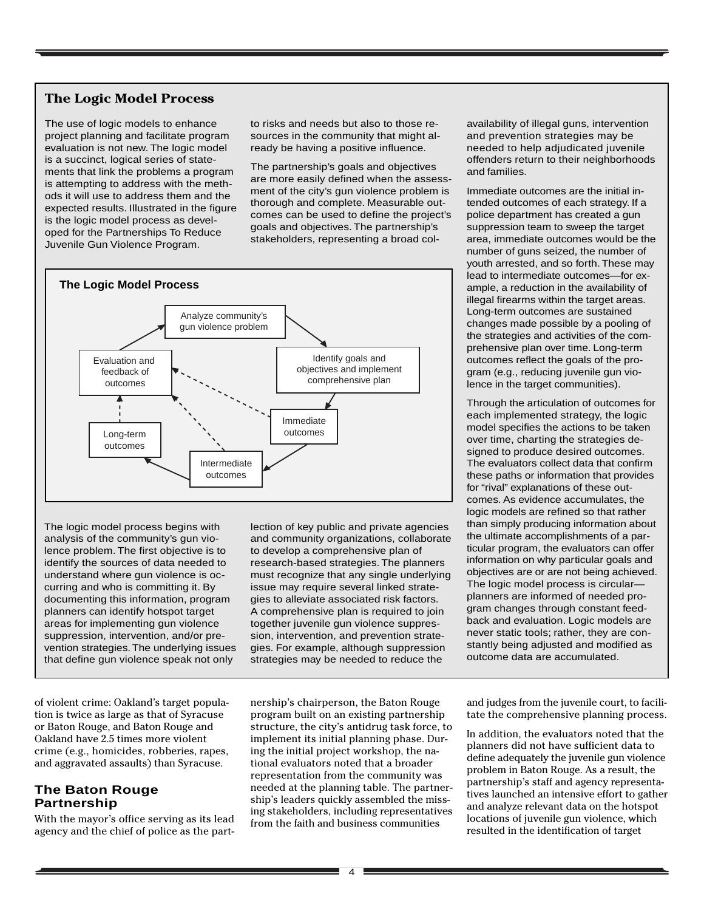## The Logic Model Process

The use of logic models to enhance project planning and facilitate program evaluation is not new. The logic model is a succinct, logical series of statements that link the problems a program is attempting to address with the methods it will use to address them and the expected results. Illustrated in the figure is the logic model process as developed for the Partnerships To Reduce Juvenile Gun Violence Program.

**The Logic Model Process**

- Analyze community's gun violence problem
- Identify goals and objectives and implement comprehensive plan
- Immediate outcomes
- Intermediate outcomes
- Long-term outcomes
- Evaluation and feedback of outcomes

The logic model process begins with analysis of the community's gun violence problem. The first objective is to identify the sources of data needed to understand where gun violence is occurring and who is committing it. By documenting this information, program planners can identify hotspot target areas for implementing gun violence suppression, intervention, and/or prevention strategies. The underlying issues that define gun violence speak not only to risks and needs but also to those resources in the community that might already be having a positive influence.

The partnership's goals and objectives are more easily defined when the assessment of the city's gun violence problem is thorough and complete. Measurable outcomes can be used to define the project's goals and objectives. The partnership's stakeholders, representing a broad collection of key public and private agencies and community organizations, collaborate to develop a comprehensive plan of research-based strategies. The planners must recognize that any single underlying issue may require several linked strategies to alleviate associated risk factors. A comprehensive plan is required to join together juvenile gun violence suppression, intervention, and prevention strategies. For example, although suppression strategies may be needed to reduce the availability of illegal guns, intervention and prevention strategies may be needed to help adjudicated juvenile offenders return to their neighborhoods and families.

Immediate outcomes are the initial intended outcomes of each strategy. If a police department has created a gun suppression team to sweep the target area, immediate outcomes would be the number of guns seized, the number of youth arrested, and so forth. These may lead to intermediate outcomes—for example, a reduction in the availability of illegal firearms within the target areas. Long-term outcomes are sustained changes made possible by a pooling of the strategies and activities of the comprehensive plan over time. Long-term outcomes reflect the goals of the program (e.g., reducing juvenile gun violence in the target communities).

Through the articulation of outcomes for each implemented strategy, the logic model specifies the actions to be taken over time, charting the strategies designed to produce desired outcomes. The evaluators collect data that confirm these paths or information that provides for "rival" explanations of these outcomes. As evidence accumulates, the logic models are refined so that rather than simply producing information about the ultimate accomplishments of a particular program, the evaluators can offer information on why particular goals and objectives are or are not being achieved. The logic model process is circular—planners are informed of needed program changes through constant feedback and evaluation. Logic models are never static tools; rather, they are constantly being adjusted and modified as outcome data are accumulated.

---

of violent crime: Oakland's target population is twice as large as that of Syracuse or Baton Rouge, and Baton Rouge and Oakland have 2.5 times more violent crime (e.g., homicides, robberies, rapes, and aggravated assaults) than Syracuse.

## The Baton Rouge Partnership

With the mayor's office serving as its lead agency and the chief of police as the partnership's chairperson, the Baton Rouge program built on an existing partnership structure, the city's antidrug task force, to implement its initial planning phase. During the initial project workshop, the national evaluators noted that a broader representation from the community was needed at the planning table. The partnership's leaders quickly assembled the missing stakeholders, including representatives from the faith and business communities and judges from the juvenile court, to facilitate the comprehensive planning process.

In addition, the evaluators noted that the planners did not have sufficient data to define adequately the juvenile gun violence problem in Baton Rouge. As a result, the partnership's staff and agency representatives launched an intensive effort to gather and analyze relevant data on the hotspot locations of juvenile gun violence, which resulted in the identification of target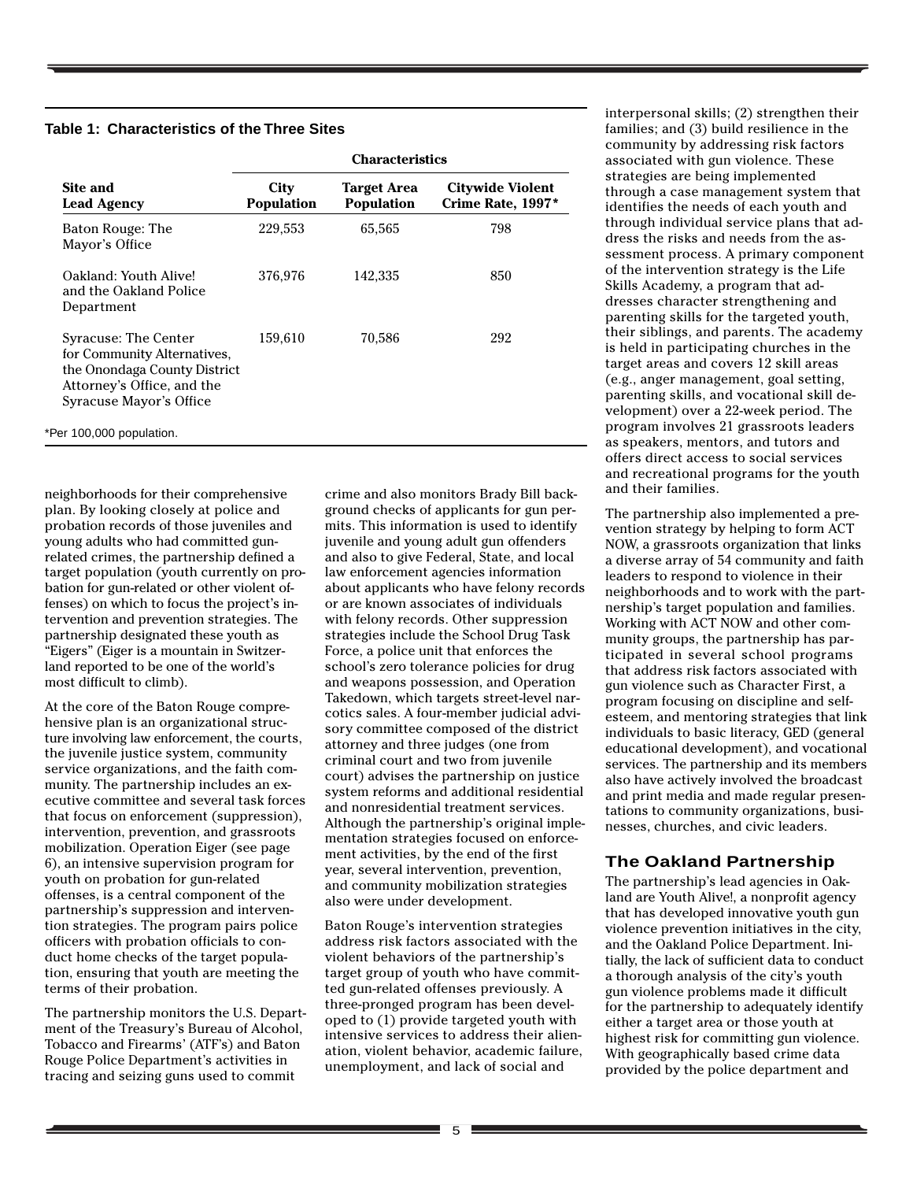**Table 1: Characteristics of the Three Sites**

| Site and Lead Agency | Characteristics | | |
|---|---|---|---|
| | City Population | Target Area Population | Citywide Violent Crime Rate, 1997* |
| Baton Rouge: The Mayor's Office | 229,553 | 65,565 | 798 |
| Oakland: Youth Alive! and the Oakland Police Department | 376,976 | 142,335 | 850 |
| Syracuse: The Center for Community Alternatives, the Onondaga County District Attorney's Office, and the Syracuse Mayor's Office | 159,610 | 70,586 | 292 |

*Per 100,000 population.

neighborhoods for their comprehensive plan. By looking closely at police and probation records of those juveniles and young adults who had committed gun-related crimes, the partnership defined a target population (youth currently on probation for gun-related or other violent offenses) on which to focus the project's intervention and prevention strategies. The partnership designated these youth as "Eigers" (Eiger is a mountain in Switzerland reported to be one of the world's most difficult to climb).

At the core of the Baton Rouge comprehensive plan is an organizational structure involving law enforcement, the courts, the juvenile justice system, community service organizations, and the faith community. The partnership includes an executive committee and several task forces that focus on enforcement (suppression), intervention, prevention, and grassroots mobilization. Operation Eiger (see page 6), an intensive supervision program for youth on probation for gun-related offenses, is a central component of the partnership's suppression and intervention strategies. The program pairs police officers with probation officials to conduct home checks of the target population, ensuring that youth are meeting the terms of their probation.

The partnership monitors the U.S. Department of the Treasury's Bureau of Alcohol, Tobacco and Firearms' (ATF's) and Baton Rouge Police Department's activities in tracing and seizing guns used to commit crime and also monitors Brady Bill background checks of applicants for gun permits. This information is used to identify juvenile and young adult gun offenders and also to give Federal, State, and local law enforcement agencies information about applicants who have felony records or are known associates of individuals with felony records. Other suppression strategies include the School Drug Task Force, a police unit that enforces the school's zero tolerance policies for drug and weapons possession, and Operation Takedown, which targets street-level narcotics sales. A four-member judicial advisory committee composed of the district attorney and three judges (one from criminal court and two from juvenile court) advises the partnership on justice system reforms and additional residential and nonresidential treatment services. Although the partnership's original implementation strategies focused on enforcement activities, by the end of the first year, several intervention, prevention, and community mobilization strategies also were under development.

Baton Rouge's intervention strategies address risk factors associated with the violent behaviors of the partnership's target group of youth who have committed gun-related offenses previously. A three-pronged program has been developed to (1) provide targeted youth with intensive services to address their alienation, violent behavior, academic failure, unemployment, and lack of social and interpersonal skills; (2) strengthen their families; and (3) build resilience in the community by addressing risk factors associated with gun violence. These strategies are being implemented through a case management system that identifies the needs of each youth and through individual service plans that address the risks and needs from the assessment process. A primary component of the intervention strategy is the Life Skills Academy, a program that addresses character strengthening and parenting skills for the targeted youth, their siblings, and parents. The academy is held in participating churches in the target areas and covers 12 skill areas (e.g., anger management, goal setting, parenting skills, and vocational skill development) over a 22-week period. The program involves 21 grassroots leaders as speakers, mentors, and tutors and offers direct access to social services and recreational programs for the youth and their families.

The partnership also implemented a prevention strategy by helping to form ACT NOW, a grassroots organization that links a diverse array of 54 community and faith leaders to respond to violence in their neighborhoods and to work with the partnership's target population and families. Working with ACT NOW and other community groups, the partnership has participated in several school programs that address risk factors associated with gun violence such as Character First, a program focusing on discipline and self-esteem, and mentoring strategies that link individuals to basic literacy, GED (general educational development), and vocational services. The partnership and its members also have actively involved the broadcast and print media and made regular presentations to community organizations, businesses, churches, and civic leaders.

## The Oakland Partnership

The partnership's lead agencies in Oakland are Youth Alive!, a nonprofit agency that has developed innovative youth gun violence prevention initiatives in the city, and the Oakland Police Department. Initially, the lack of sufficient data to conduct a thorough analysis of the city's youth gun violence problems made it difficult for the partnership to adequately identify either a target area or those youth at highest risk for committing gun violence. With geographically based crime data provided by the police department and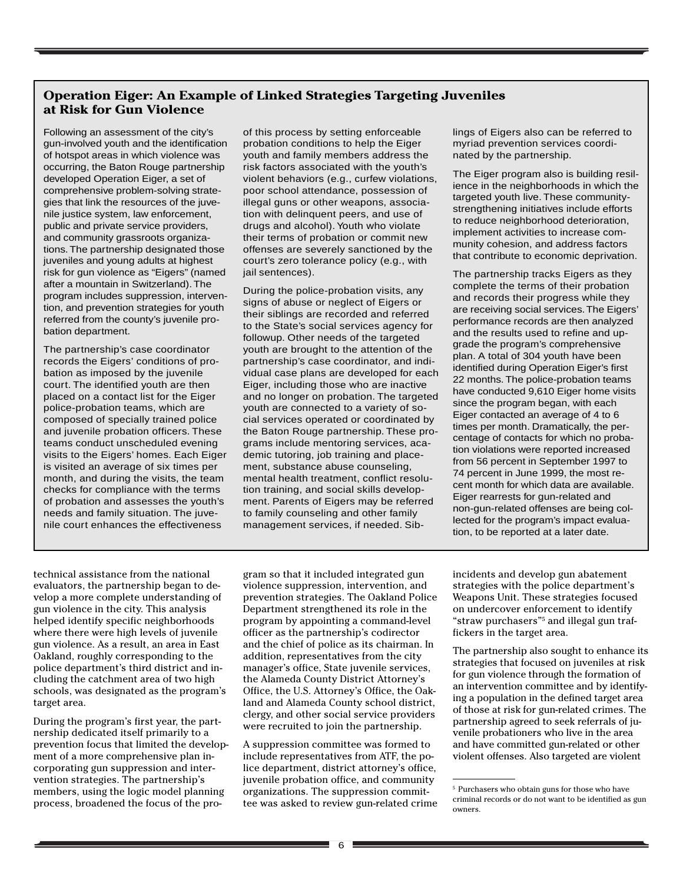### Operation Eiger: An Example of Linked Strategies Targeting Juveniles at Risk for Gun Violence

Following an assessment of the city's gun-involved youth and the identification of hotspot areas in which violence was occurring, the Baton Rouge partnership developed Operation Eiger, a set of comprehensive problem-solving strategies that link the resources of the juvenile justice system, law enforcement, public and private service providers, and community grassroots organizations. The partnership designated those juveniles and young adults at highest risk for gun violence as "Eigers" (named after a mountain in Switzerland). The program includes suppression, intervention, and prevention strategies for youth referred from the county's juvenile probation department.

The partnership's case coordinator records the Eigers' conditions of probation as imposed by the juvenile court. The identified youth are then placed on a contact list for the Eiger police-probation teams, which are composed of specially trained police and juvenile probation officers. These teams conduct unscheduled evening visits to the Eigers' homes. Each Eiger is visited an average of six times per month, and during the visits, the team checks for compliance with the terms of probation and assesses the youth's needs and family situation. The juvenile court enhances the effectiveness of this process by setting enforceable probation conditions to help the Eiger youth and family members address the risk factors associated with the youth's violent behaviors (e.g., curfew violations, poor school attendance, possession of illegal guns or other weapons, association with delinquent peers, and use of drugs and alcohol). Youth who violate their terms of probation or commit new offenses are severely sanctioned by the court's zero tolerance policy (e.g., with jail sentences).

During the police-probation visits, any signs of abuse or neglect of Eigers or their siblings are recorded and referred to the State's social services agency for followup. Other needs of the targeted youth are brought to the attention of the partnership's case coordinator, and individual case plans are developed for each Eiger, including those who are inactive and no longer on probation. The targeted youth are connected to a variety of social services operated or coordinated by the Baton Rouge partnership. These programs include mentoring services, academic tutoring, job training and placement, substance abuse counseling, mental health treatment, conflict resolution training, and social skills development. Parents of Eigers may be referred to family counseling and other family management services, if needed. Siblings of Eigers also can be referred to myriad prevention services coordinated by the partnership.

The Eiger program also is building resilience in the neighborhoods in which the targeted youth live. These community-strengthening initiatives include efforts to reduce neighborhood deterioration, implement activities to increase community cohesion, and address factors that contribute to economic deprivation.

The partnership tracks Eigers as they complete the terms of their probation and records their progress while they are receiving social services. The Eigers' performance records are then analyzed and the results used to refine and upgrade the program's comprehensive plan. A total of 304 youth have been identified during Operation Eiger's first 22 months. The police-probation teams have conducted 9,610 Eiger home visits since the program began, with each Eiger contacted an average of 4 to 6 times per month. Dramatically, the percentage of contacts for which no probation violations were reported increased from 56 percent in September 1997 to 74 percent in June 1999, the most recent month for which data are available. Eiger rearrests for gun-related and non-gun-related offenses are being collected for the program's impact evaluation, to be reported at a later date.

---

technical assistance from the national evaluators, the partnership began to develop a more complete understanding of gun violence in the city. This analysis helped identify specific neighborhoods where there were high levels of juvenile gun violence. As a result, an area in East Oakland, roughly corresponding to the police department's third district and including the catchment area of two high schools, was designated as the program's target area.

During the program's first year, the partnership dedicated itself primarily to a prevention focus that limited the development of a more comprehensive plan incorporating gun suppression and intervention strategies. The partnership's members, using the logic model planning process, broadened the focus of the program so that it included integrated gun violence suppression, intervention, and prevention strategies. The Oakland Police Department strengthened its role in the program by appointing a command-level officer as the partnership's codirector and the chief of police as its chairman. In addition, representatives from the city manager's office, State juvenile services, the Alameda County District Attorney's Office, the U.S. Attorney's Office, the Oakland and Alameda County school district, clergy, and other social service providers were recruited to join the partnership.

A suppression committee was formed to include representatives from ATF, the police department, district attorney's office, juvenile probation office, and community organizations. The suppression committee was asked to review gun-related crime incidents and develop gun abatement strategies with the police department's Weapons Unit. These strategies focused on undercover enforcement to identify "straw purchasers"[5] and illegal gun traffickers in the target area.

The partnership also sought to enhance its strategies that focused on juveniles at risk for gun violence through the formation of an intervention committee and by identifying a population in the defined target area of those at risk for gun-related crimes. The partnership agreed to seek referrals of juvenile probationers who live in the area and have committed gun-related or other violent offenses. Also targeted are violent

[5] Purchasers who obtain guns for those who have criminal records or do not want to be identified as gun owners.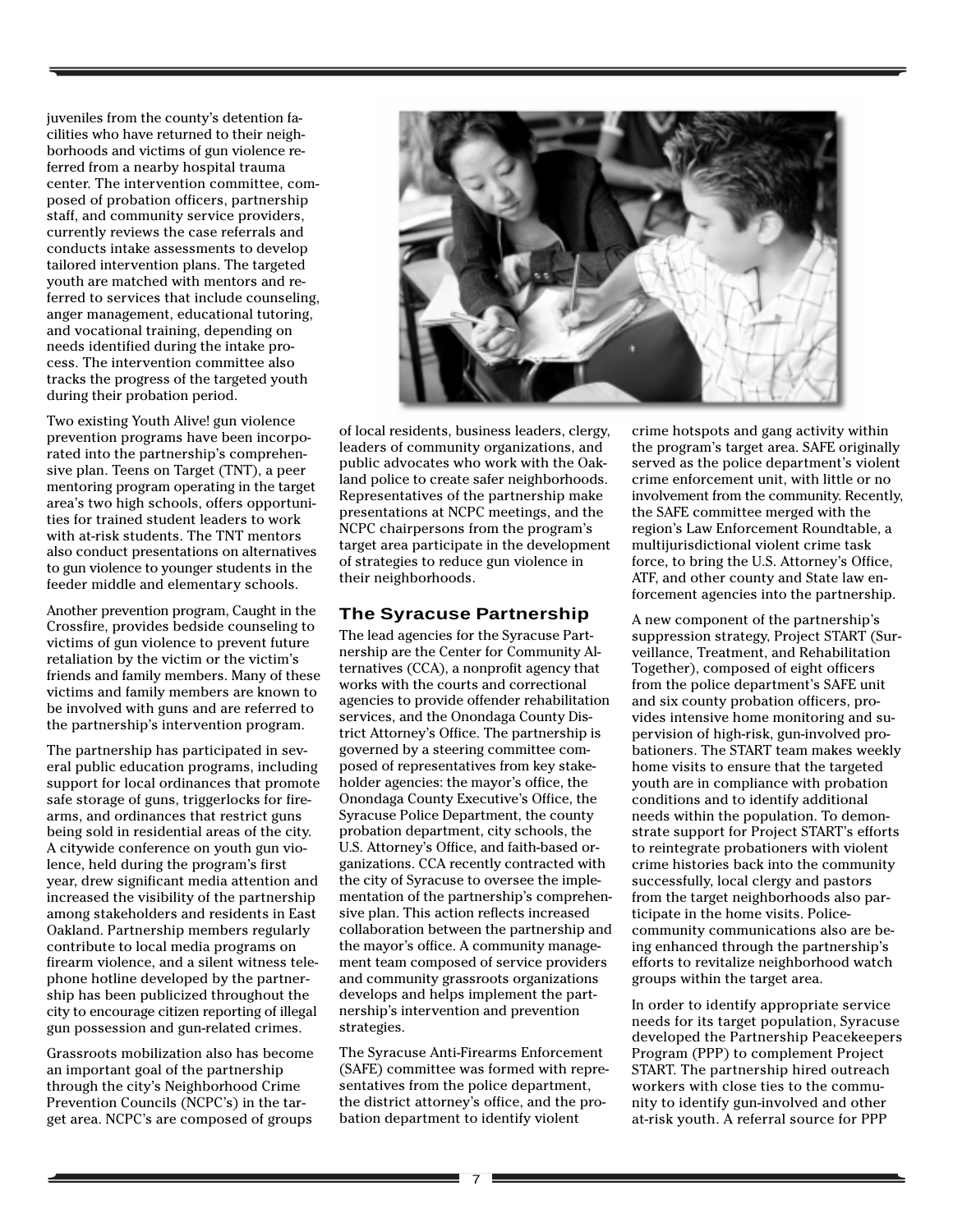juveniles from the county's detention facilities who have returned to their neighborhoods and victims of gun violence referred from a nearby hospital trauma center. The intervention committee, composed of probation officers, partnership staff, and community service providers, currently reviews the case referrals and conducts intake assessments to develop tailored intervention plans. The targeted youth are matched with mentors and referred to services that include counseling, anger management, educational tutoring, and vocational training, depending on needs identified during the intake process. The intervention committee also tracks the progress of the targeted youth during their probation period.

Two existing Youth Alive! gun violence prevention programs have been incorporated into the partnership's comprehensive plan. Teens on Target (TNT), a peer mentoring program operating in the target area's two high schools, offers opportunities for trained student leaders to work with at-risk students. The TNT mentors also conduct presentations on alternatives to gun violence to younger students in the feeder middle and elementary schools.

Another prevention program, Caught in the Crossfire, provides bedside counseling to victims of gun violence to prevent future retaliation by the victim or the victim's friends and family members. Many of these victims and family members are known to be involved with guns and are referred to the partnership's intervention program.

The partnership has participated in several public education programs, including support for local ordinances that promote safe storage of guns, triggerlocks for firearms, and ordinances that restrict guns being sold in residential areas of the city. A citywide conference on youth gun violence, held during the program's first year, drew significant media attention and increased the visibility of the partnership among stakeholders and residents in East Oakland. Partnership members regularly contribute to local media programs on firearm violence, and a silent witness telephone hotline developed by the partnership has been publicized throughout the city to encourage citizen reporting of illegal gun possession and gun-related crimes.

Grassroots mobilization also has become an important goal of the partnership through the city's Neighborhood Crime Prevention Councils (NCPC's) in the target area. NCPC's are composed of groups of local residents, business leaders, clergy, leaders of community organizations, and public advocates who work with the Oakland police to create safer neighborhoods. Representatives of the partnership make presentations at NCPC meetings, and the NCPC chairpersons from the program's target area participate in the development of strategies to reduce gun violence in their neighborhoods.

## The Syracuse Partnership

The lead agencies for the Syracuse Partnership are the Center for Community Alternatives (CCA), a nonprofit agency that works with the courts and correctional agencies to provide offender rehabilitation services, and the Onondaga County District Attorney's Office. The partnership is governed by a steering committee composed of representatives from key stakeholder agencies: the mayor's office, the Onondaga County Executive's Office, the Syracuse Police Department, the county probation department, city schools, the U.S. Attorney's Office, and faith-based organizations. CCA recently contracted with the city of Syracuse to oversee the implementation of the partnership's comprehensive plan. This action reflects increased collaboration between the partnership and the mayor's office. A community management team composed of service providers and community grassroots organizations develops and helps implement the partnership's intervention and prevention strategies.

The Syracuse Anti-Firearms Enforcement (SAFE) committee was formed with representatives from the police department, the district attorney's office, and the probation department to identify violent crime hotspots and gang activity within the program's target area. SAFE originally served as the police department's violent crime enforcement unit, with little or no involvement from the community. Recently, the SAFE committee merged with the region's Law Enforcement Roundtable, a multijurisdictional violent crime task force, to bring the U.S. Attorney's Office, ATF, and other county and State law enforcement agencies into the partnership.

A new component of the partnership's suppression strategy, Project START (Surveillance, Treatment, and Rehabilitation Together), composed of eight officers from the police department's SAFE unit and six county probation officers, provides intensive home monitoring and supervision of high-risk, gun-involved probationers. The START team makes weekly home visits to ensure that the targeted youth are in compliance with probation conditions and to identify additional needs within the population. To demonstrate support for Project START's efforts to reintegrate probationers with violent crime histories back into the community successfully, local clergy and pastors from the target neighborhoods also participate in the home visits. Police-community communications also are being enhanced through the partnership's efforts to revitalize neighborhood watch groups within the target area.

In order to identify appropriate service needs for its target population, Syracuse developed the Partnership Peacekeepers Program (PPP) to complement Project START. The partnership hired outreach workers with close ties to the community to identify gun-involved and other at-risk youth. A referral source for PPP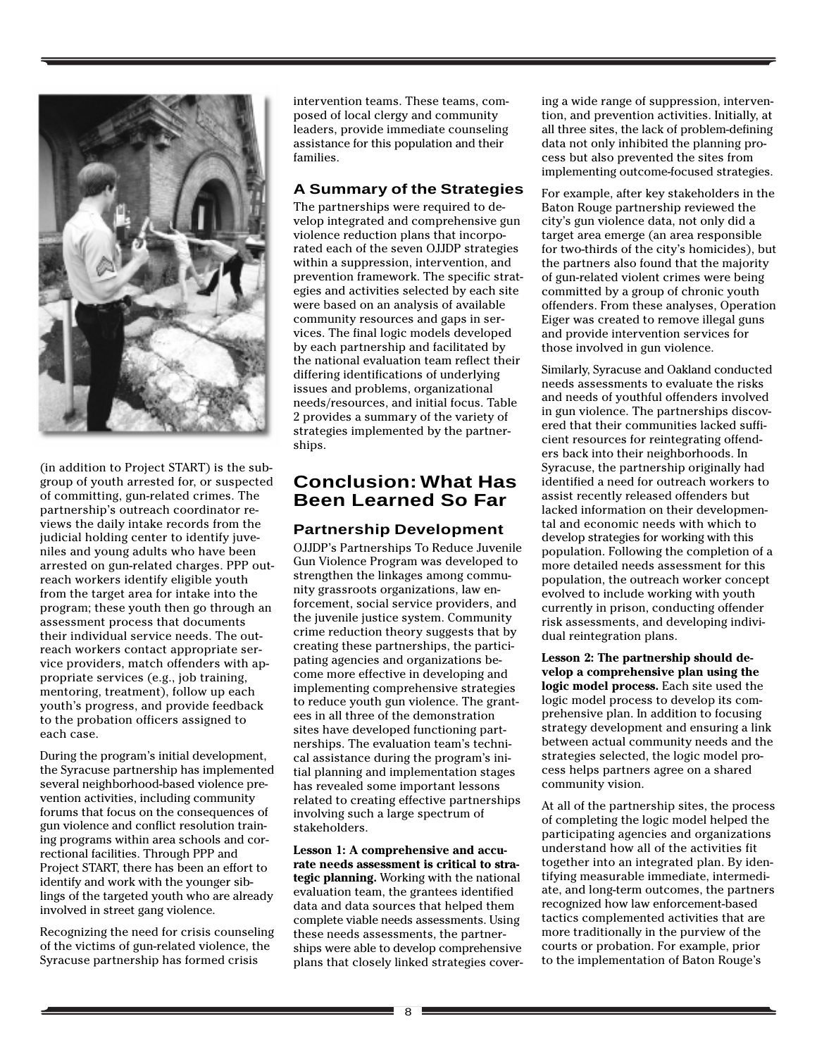(in addition to Project START) is the subgroup of youth arrested for, or suspected of committing, gun-related crimes. The partnership's outreach coordinator reviews the daily intake records from the judicial holding center to identify juveniles and young adults who have been arrested on gun-related charges. PPP outreach workers identify eligible youth from the target area for intake into the program; these youth then go through an assessment process that documents their individual service needs. The outreach workers contact appropriate service providers, match offenders with appropriate services (e.g., job training, mentoring, treatment), follow up each youth's progress, and provide feedback to the probation officers assigned to each case.

During the program's initial development, the Syracuse partnership has implemented several neighborhood-based violence prevention activities, including community forums that focus on the consequences of gun violence and conflict resolution training programs within area schools and correctional facilities. Through PPP and Project START, there has been an effort to identify and work with the younger siblings of the targeted youth who are already involved in street gang violence.

Recognizing the need for crisis counseling of the victims of gun-related violence, the Syracuse partnership has formed crisis intervention teams. These teams, composed of local clergy and community leaders, provide immediate counseling assistance for this population and their families.

### A Summary of the Strategies

The partnerships were required to develop integrated and comprehensive gun violence reduction plans that incorporated each of the seven OJJDP strategies within a suppression, intervention, and prevention framework. The specific strategies and activities selected by each site were based on an analysis of available community resources and gaps in services. The final logic models developed by each partnership and facilitated by the national evaluation team reflect their differing identifications of underlying issues and problems, organizational needs/resources, and initial focus. Table 2 provides a summary of the variety of strategies implemented by the partnerships.

## Conclusion: What Has Been Learned So Far

### Partnership Development

OJJDP's Partnerships To Reduce Juvenile Gun Violence Program was developed to strengthen the linkages among community grassroots organizations, law enforcement, social service providers, and the juvenile justice system. Community crime reduction theory suggests that by creating these partnerships, the participating agencies and organizations become more effective in developing and implementing comprehensive strategies to reduce youth gun violence. The grantees in all three of the demonstration sites have developed functioning partnerships. The evaluation team's technical assistance during the program's initial planning and implementation stages has revealed some important lessons related to creating effective partnerships involving such a large spectrum of stakeholders.

**Lesson 1: A comprehensive and accurate needs assessment is critical to strategic planning.** Working with the national evaluation team, the grantees identified data and data sources that helped them complete viable needs assessments. Using these needs assessments, the partnerships were able to develop comprehensive plans that closely linked strategies covering a wide range of suppression, intervention, and prevention activities. Initially, at all three sites, the lack of problem-defining data not only inhibited the planning process but also prevented the sites from implementing outcome-focused strategies.

For example, after key stakeholders in the Baton Rouge partnership reviewed the city's gun violence data, not only did a target area emerge (an area responsible for two-thirds of the city's homicides), but the partners also found that the majority of gun-related violent crimes were being committed by a group of chronic youth offenders. From these analyses, Operation Eiger was created to remove illegal guns and provide intervention services for those involved in gun violence.

Similarly, Syracuse and Oakland conducted needs assessments to evaluate the risks and needs of youthful offenders involved in gun violence. The partnerships discovered that their communities lacked sufficient resources for reintegrating offenders back into their neighborhoods. In Syracuse, the partnership originally had identified a need for outreach workers to assist recently released offenders but lacked information on their developmental and economic needs with which to develop strategies for working with this population. Following the completion of a more detailed needs assessment for this population, the outreach worker concept evolved to include working with youth currently in prison, conducting offender risk assessments, and developing individual reintegration plans.

**Lesson 2: The partnership should develop a comprehensive plan using the logic model process.** Each site used the logic model process to develop its comprehensive plan. In addition to focusing strategy development and ensuring a link between actual community needs and the strategies selected, the logic model process helps partners agree on a shared community vision.

At all of the partnership sites, the process of completing the logic model helped the participating agencies and organizations understand how all of the activities fit together into an integrated plan. By identifying measurable immediate, intermediate, and long-term outcomes, the partners recognized how law enforcement-based tactics complemented activities that are more traditionally in the purview of the courts or probation. For example, prior to the implementation of Baton Rouge's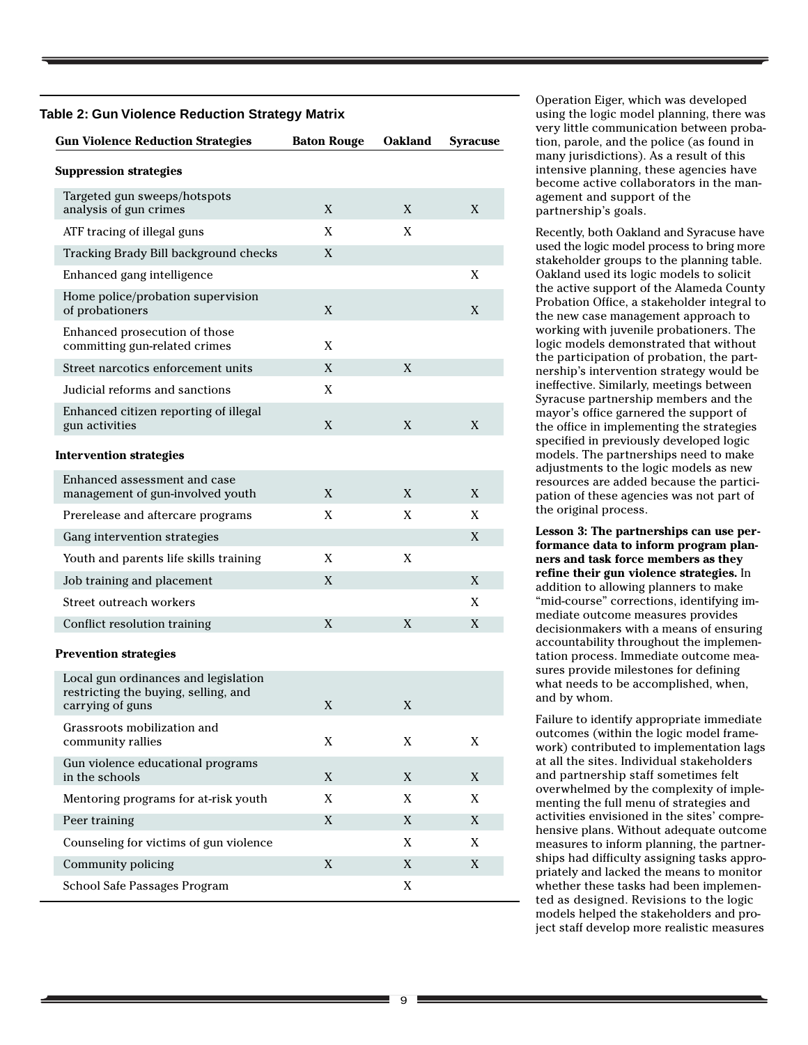**Table 2: Gun Violence Reduction Strategy Matrix**

| Gun Violence Reduction Strategies | Baton Rouge | Oakland | Syracuse |
|---|---|---|---|
| **Suppression strategies** | | | |
| Targeted gun sweeps/hotspots analysis of gun crimes | X | X | X |
| ATF tracing of illegal guns | X | X | |
| Tracking Brady Bill background checks | X | | |
| Enhanced gang intelligence | | | X |
| Home police/probation supervision of probationers | X | | X |
| Enhanced prosecution of those committing gun-related crimes | X | | |
| Street narcotics enforcement units | X | X | |
| Judicial reforms and sanctions | X | | |
| Enhanced citizen reporting of illegal gun activities | X | X | X |
| **Intervention strategies** | | | |
| Enhanced assessment and case management of gun-involved youth | X | X | X |
| Prerelease and aftercare programs | X | X | X |
| Gang intervention strategies | | | X |
| Youth and parents life skills training | X | X | |
| Job training and placement | X | | X |
| Street outreach workers | | | X |
| Conflict resolution training | X | X | X |
| **Prevention strategies** | | | |
| Local gun ordinances and legislation restricting the buying, selling, and carrying of guns | X | X | |
| Grassroots mobilization and community rallies | X | X | X |
| Gun violence educational programs in the schools | X | X | X |
| Mentoring programs for at-risk youth | X | X | X |
| Peer training | X | X | X |
| Counseling for victims of gun violence | | X | X |
| Community policing | X | X | X |
| School Safe Passages Program | | X | |

Operation Eiger, which was developed using the logic model planning, there was very little communication between probation, parole, and the police (as found in many jurisdictions). As a result of this intensive planning, these agencies have become active collaborators in the management and support of the partnership's goals.

Recently, both Oakland and Syracuse have used the logic model process to bring more stakeholder groups to the planning table. Oakland used its logic models to solicit the active support of the Alameda County Probation Office, a stakeholder integral to the new case management approach to working with juvenile probationers. The logic models demonstrated that without the participation of probation, the partnership's intervention strategy would be ineffective. Similarly, meetings between Syracuse partnership members and the mayor's office garnered the support of the office in implementing the strategies specified in previously developed logic models. The partnerships need to make adjustments to the logic models as new resources are added because the participation of these agencies was not part of the original process.

**Lesson 3: The partnerships can use performance data to inform program planners and task force members as they refine their gun violence strategies.** In addition to allowing planners to make "mid-course" corrections, identifying immediate outcome measures provides decisionmakers with a means of ensuring accountability throughout the implementation process. Immediate outcome measures provide milestones for defining what needs to be accomplished, when, and by whom.

Failure to identify appropriate immediate outcomes (within the logic model framework) contributed to implementation lags at all the sites. Individual stakeholders and partnership staff sometimes felt overwhelmed by the complexity of implementing the full menu of strategies and activities envisioned in the sites' comprehensive plans. Without adequate outcome measures to inform planning, the partnerships had difficulty assigning tasks appropriately and lacked the means to monitor whether these tasks had been implemented as designed. Revisions to the logic models helped the stakeholders and project staff develop more realistic measures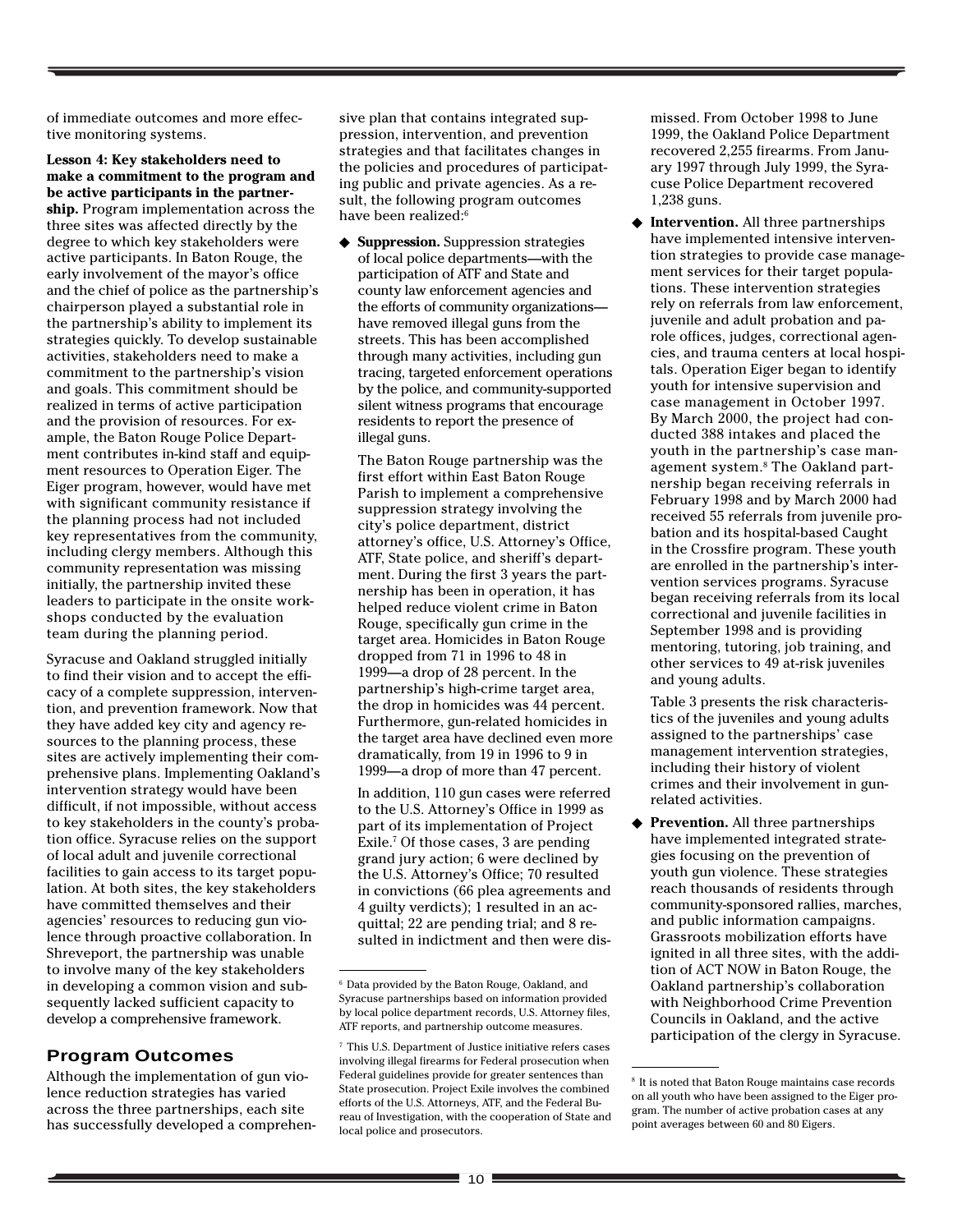of immediate outcomes and more effective monitoring systems.

**Lesson 4: Key stakeholders need to make a commitment to the program and be active participants in the partnership.** Program implementation across the three sites was affected directly by the degree to which key stakeholders were active participants. In Baton Rouge, the early involvement of the mayor's office and the chief of police as the partnership's chairperson played a substantial role in the partnership's ability to implement its strategies quickly. To develop sustainable activities, stakeholders need to make a commitment to the partnership's vision and goals. This commitment should be realized in terms of active participation and the provision of resources. For example, the Baton Rouge Police Department contributes in-kind staff and equipment resources to Operation Eiger. The Eiger program, however, would have met with significant community resistance if the planning process had not included key representatives from the community, including clergy members. Although this community representation was missing initially, the partnership invited these leaders to participate in the onsite workshops conducted by the evaluation team during the planning period.

Syracuse and Oakland struggled initially to find their vision and to accept the efficacy of a complete suppression, intervention, and prevention framework. Now that they have added key city and agency resources to the planning process, these sites are actively implementing their comprehensive plans. Implementing Oakland's intervention strategy would have been difficult, if not impossible, without access to key stakeholders in the county's probation office. Syracuse relies on the support of local adult and juvenile correctional facilities to gain access to its target population. At both sites, the key stakeholders have committed themselves and their agencies' resources to reducing gun violence through proactive collaboration. In Shreveport, the partnership was unable to involve many of the key stakeholders in developing a common vision and subsequently lacked sufficient capacity to develop a comprehensive framework.

## Program Outcomes

Although the implementation of gun violence reduction strategies has varied across the three partnerships, each site has successfully developed a comprehensive plan that contains integrated suppression, intervention, and prevention strategies and that facilitates changes in the policies and procedures of participating public and private agencies. As a result, the following program outcomes have been realized:[6]

- **Suppression.** Suppression strategies of local police departments—with the participation of ATF and State and county law enforcement agencies and the efforts of community organizations—have removed illegal guns from the streets. This has been accomplished through many activities, including gun tracing, targeted enforcement operations by the police, and community-supported silent witness programs that encourage residents to report the presence of illegal guns.

  The Baton Rouge partnership was the first effort within East Baton Rouge Parish to implement a comprehensive suppression strategy involving the city's police department, district attorney's office, U.S. Attorney's Office, ATF, State police, and sheriff's department. During the first 3 years the partnership has been in operation, it has helped reduce violent crime in Baton Rouge, specifically gun crime in the target area. Homicides in Baton Rouge dropped from 71 in 1996 to 48 in 1999—a drop of 28 percent. In the partnership's high-crime target area, the drop in homicides was 44 percent. Furthermore, gun-related homicides in the target area have declined even more dramatically, from 19 in 1996 to 9 in 1999—a drop of more than 47 percent.

  In addition, 110 gun cases were referred to the U.S. Attorney's Office in 1999 as part of its implementation of Project Exile.[7] Of those cases, 3 are pending grand jury action; 6 were declined by the U.S. Attorney's Office; 70 resulted in convictions (66 plea agreements and 4 guilty verdicts); 1 resulted in an acquittal; 22 are pending trial; and 8 resulted in indictment and then were dismissed. From October 1998 to June 1999, the Oakland Police Department recovered 2,255 firearms. From January 1997 through July 1999, the Syracuse Police Department recovered 1,238 guns.

- **Intervention.** All three partnerships have implemented intensive intervention strategies to provide case management services for their target populations. These intervention strategies rely on referrals from law enforcement, juvenile and adult probation and parole offices, judges, correctional agencies, and trauma centers at local hospitals. Operation Eiger began to identify youth for intensive supervision and case management in October 1997. By March 2000, the project had conducted 388 intakes and placed the youth in the partnership's case management system.[8] The Oakland partnership began receiving referrals in February 1998 and by March 2000 had received 55 referrals from juvenile probation and its hospital-based Caught in the Crossfire program. These youth are enrolled in the partnership's intervention services programs. Syracuse began receiving referrals from its local correctional and juvenile facilities in September 1998 and is providing mentoring, tutoring, job training, and other services to 49 at-risk juveniles and young adults.

  Table 3 presents the risk characteristics of the juveniles and young adults assigned to the partnerships' case management intervention strategies, including their history of violent crimes and their involvement in gun-related activities.

- **Prevention.** All three partnerships have implemented integrated strategies focusing on the prevention of youth gun violence. These strategies reach thousands of residents through community-sponsored rallies, marches, and public information campaigns. Grassroots mobilization efforts have ignited in all three sites, with the addition of ACT NOW in Baton Rouge, the Oakland partnership's collaboration with Neighborhood Crime Prevention Councils in Oakland, and the active participation of the clergy in Syracuse.

---

[6] Data provided by the Baton Rouge, Oakland, and Syracuse partnerships based on information provided by local police department records, U.S. Attorney files, ATF reports, and partnership outcome measures.

[7] This U.S. Department of Justice initiative refers cases involving illegal firearms for Federal prosecution when Federal guidelines provide for greater sentences than State prosecution. Project Exile involves the combined efforts of the U.S. Attorneys, ATF, and the Federal Bureau of Investigation, with the cooperation of State and local police and prosecutors.

[8] It is noted that Baton Rouge maintains case records on all youth who have been assigned to the Eiger program. The number of active probation cases at any point averages between 60 and 80 Eigers.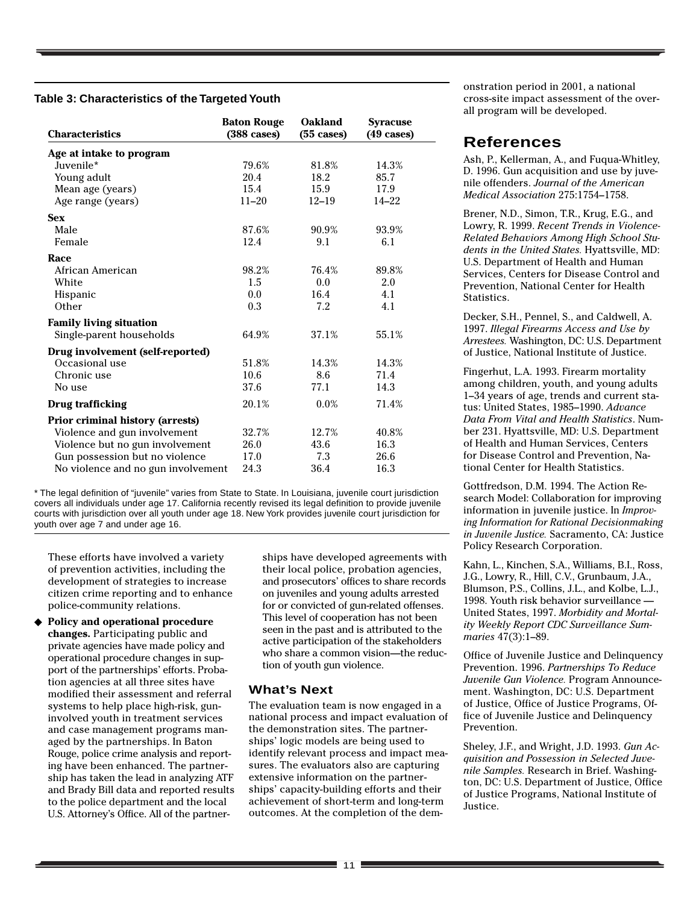**Table 3: Characteristics of the Targeted Youth**

| Characteristics | Baton Rouge (388 cases) | Oakland (55 cases) | Syracuse (49 cases) |
|---|---|---|---|
| **Age at intake to program** | | | |
| Juvenile* | 79.6% | 81.8% | 14.3% |
| Young adult | 20.4 | 18.2 | 85.7 |
| Mean age (years) | 15.4 | 15.9 | 17.9 |
| Age range (years) | 11–20 | 12–19 | 14–22 |
| **Sex** | | | |
| Male | 87.6% | 90.9% | 93.9% |
| Female | 12.4 | 9.1 | 6.1 |
| **Race** | | | |
| African American | 98.2% | 76.4% | 89.8% |
| White | 1.5 | 0.0 | 2.0 |
| Hispanic | 0.0 | 16.4 | 4.1 |
| Other | 0.3 | 7.2 | 4.1 |
| **Family living situation** | | | |
| Single-parent households | 64.9% | 37.1% | 55.1% |
| **Drug involvement (self-reported)** | | | |
| Occasional use | 51.8% | 14.3% | 14.3% |
| Chronic use | 10.6 | 8.6 | 71.4 |
| No use | 37.6 | 77.1 | 14.3 |
| **Drug trafficking** | 20.1% | 0.0% | 71.4% |
| **Prior criminal history (arrests)** | | | |
| Violence and gun involvement | 32.7% | 12.7% | 40.8% |
| Violence but no gun involvement | 26.0 | 43.6 | 16.3 |
| Gun possession but no violence | 17.0 | 7.3 | 26.6 |
| No violence and no gun involvement | 24.3 | 36.4 | 16.3 |

* The legal definition of "juvenile" varies from State to State. In Louisiana, juvenile court jurisdiction covers all individuals under age 17. California recently revised its legal definition to provide juvenile courts with jurisdiction over all youth under age 18. New York provides juvenile court jurisdiction for youth over age 7 and under age 16.

These efforts have involved a variety of prevention activities, including the development of strategies to increase citizen crime reporting and to enhance police-community relations.

- **Policy and operational procedure changes.** Participating public and private agencies have made policy and operational procedure changes in support of the partnerships' efforts. Probation agencies at all three sites have modified their assessment and referral systems to help place high-risk, gun-involved youth in treatment services and case management programs managed by the partnerships. In Baton Rouge, police crime analysis and reporting have been enhanced. The partnership has taken the lead in analyzing ATF and Brady Bill data and reported results to the police department and the local U.S. Attorney's Office. All of the partnerships have developed agreements with their local police, probation agencies, and prosecutors' offices to share records on juveniles and young adults arrested for or convicted of gun-related offenses. This level of cooperation has not been seen in the past and is attributed to the active participation of the stakeholders who share a common vision—the reduction of youth gun violence.

### What's Next

The evaluation team is now engaged in a national process and impact evaluation of the demonstration sites. The partnerships' logic models are being used to identify relevant process and impact measures. The evaluators also are capturing extensive information on the partnerships' capacity-building efforts and their achievement of short-term and long-term outcomes. At the completion of the demonstration period in 2001, a national cross-site impact assessment of the overall program will be developed.

## References

Ash, P., Kellerman, A., and Fuqua-Whitley, D. 1996. Gun acquisition and use by juvenile offenders. *Journal of the American Medical Association* 275:1754–1758.

Brener, N.D., Simon, T.R., Krug, E.G., and Lowry, R. 1999. *Recent Trends in Violence-Related Behaviors Among High School Students in the United States.* Hyattsville, MD: U.S. Department of Health and Human Services, Centers for Disease Control and Prevention, National Center for Health Statistics.

Decker, S.H., Pennel, S., and Caldwell, A. 1997. *Illegal Firearms Access and Use by Arrestees.* Washington, DC: U.S. Department of Justice, National Institute of Justice.

Fingerhut, L.A. 1993. Firearm mortality among children, youth, and young adults 1–34 years of age, trends and current status: United States, 1985–1990. *Advance Data From Vital and Health Statistics*. Number 231. Hyattsville, MD: U.S. Department of Health and Human Services, Centers for Disease Control and Prevention, National Center for Health Statistics.

Gottfredson, D.M. 1994. The Action Research Model: Collaboration for improving information in juvenile justice. In *Improving Information for Rational Decisionmaking in Juvenile Justice.* Sacramento, CA: Justice Policy Research Corporation.

Kahn, L., Kinchen, S.A., Williams, B.I., Ross, J.G., Lowry, R., Hill, C.V., Grunbaum, J.A., Blumson, P.S., Collins, J.L., and Kolbe, L.J. 1998. Youth risk behavior surveillance — United States, 1997. *Morbidity and Mortality Weekly Report CDC Surveillance Summaries* 47(3):1–89.

Office of Juvenile Justice and Delinquency Prevention. 1996. *Partnerships To Reduce Juvenile Gun Violence.* Program Announcement. Washington, DC: U.S. Department of Justice, Office of Justice Programs, Office of Juvenile Justice and Delinquency Prevention.

Sheley, J.F., and Wright, J.D. 1993. *Gun Acquisition and Possession in Selected Juvenile Samples.* Research in Brief. Washington, DC: U.S. Department of Justice, Office of Justice Programs, National Institute of Justice.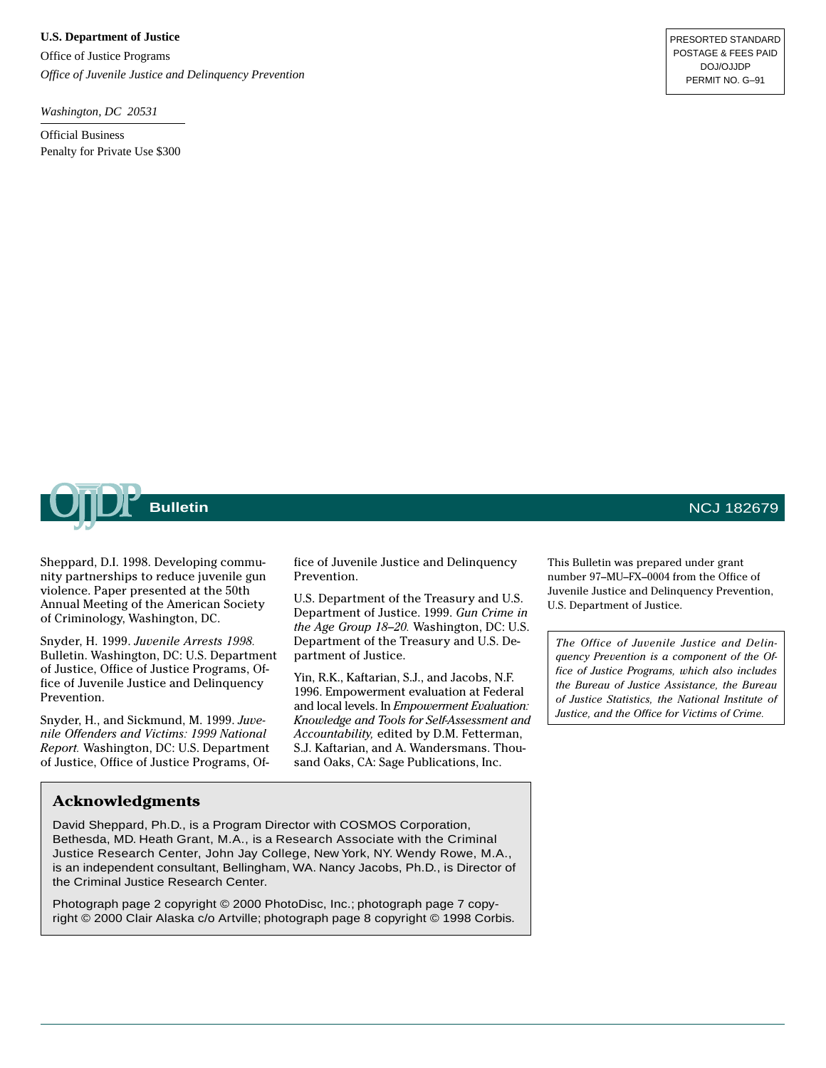U.S. Department of Justice

Office of Justice Programs

*Office of Juvenile Justice and Delinquency Prevention*

*Washington, DC 20531*

Official Business
Penalty for Private Use $300

PRESORTED STANDARD
POSTAGE & FEES PAID
DOJ/OJJDP
PERMIT NO. G–91

**Bulletin** NCJ 182679

Sheppard, D.I. 1998. Developing community partnerships to reduce juvenile gun violence. Paper presented at the 50th Annual Meeting of the American Society of Criminology, Washington, DC.

Snyder, H. 1999. *Juvenile Arrests 1998.* Bulletin. Washington, DC: U.S. Department of Justice, Office of Justice Programs, Office of Juvenile Justice and Delinquency Prevention.

Snyder, H., and Sickmund, M. 1999. *Juvenile Offenders and Victims: 1999 National Report.* Washington, DC: U.S. Department of Justice, Office of Justice Programs, Office of Juvenile Justice and Delinquency Prevention.

U.S. Department of the Treasury and U.S. Department of Justice. 1999. *Gun Crime in the Age Group 18–20.* Washington, DC: U.S. Department of the Treasury and U.S. Department of Justice.

Yin, R.K., Kaftarian, S.J., and Jacobs, N.F. 1996. Empowerment evaluation at Federal and local levels. In *Empowerment Evaluation: Knowledge and Tools for Self-Assessment and Accountability,* edited by D.M. Fetterman, S.J. Kaftarian, and A. Wandersmans. Thousand Oaks, CA: Sage Publications, Inc.

## Acknowledgments

David Sheppard, Ph.D., is a Program Director with COSMOS Corporation, Bethesda, MD. Heath Grant, M.A., is a Research Associate with the Criminal Justice Research Center, John Jay College, New York, NY. Wendy Rowe, M.A., is an independent consultant, Bellingham, WA. Nancy Jacobs, Ph.D., is Director of the Criminal Justice Research Center.

Photograph page 2 copyright © 2000 PhotoDisc, Inc.; photograph page 7 copyright © 2000 Clair Alaska c/o Artville; photograph page 8 copyright © 1998 Corbis.

This Bulletin was prepared under grant number 97–MU–FX–0004 from the Office of Juvenile Justice and Delinquency Prevention, U.S. Department of Justice.

*The Office of Juvenile Justice and Delinquency Prevention is a component of the Office of Justice Programs, which also includes the Bureau of Justice Assistance, the Bureau of Justice Statistics, the National Institute of Justice, and the Office for Victims of Crime.*